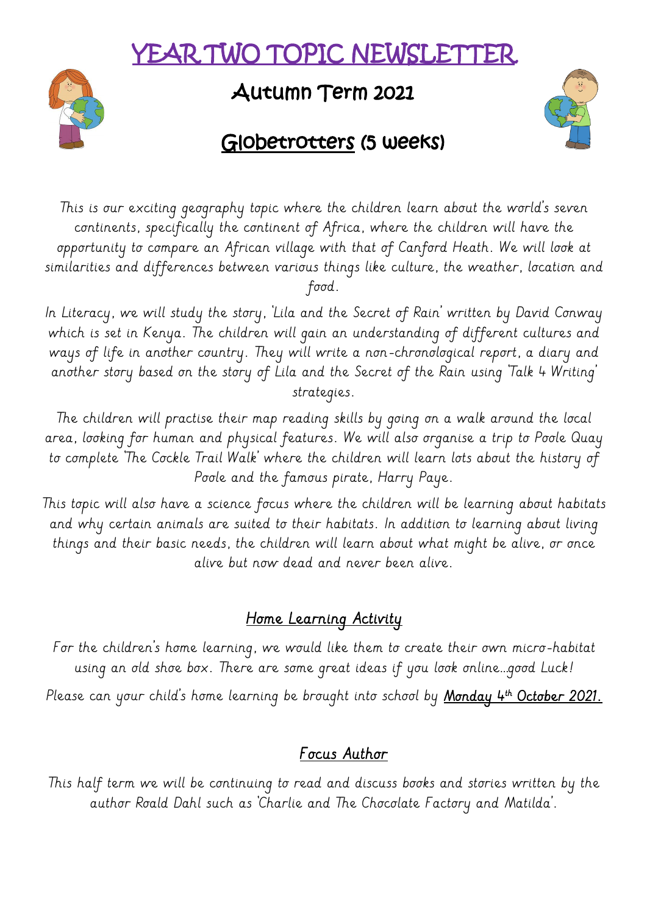# YEAR TWO TOPIC NEWSLETTER

## Autumn Term 2021

## Globetrotters (5 weeks)

*This is our exciting geography topic where the children learn about the world's seven continents, specifically the continent of Africa, where the children will have the opportunity to compare an African village with that of Canford Heath. We will look at similarities and differences between various things like culture, the weather, location and food.*

*In Literacy, we will study the story, 'Lila and the Secret of Rain' written by David Conway which is set in Kenya. The children will gain an understanding of different cultures and ways of life in another country. They will write a non-chronological report, a diary and another story based on the story of Lila and the Secret of the Rain using 'Talk 4 Writing' strategies.*

*The children will practise their map reading skills by going on a walk around the local area, looking for human and physical features. We will also organise a trip to Poole Quay to complete 'The Cockle Trail Walk' where the children will learn lots about the history of Poole and the famous pirate, Harry Paye.*

*This topic will also have a science focus where the children will be learning about habitats and why certain animals are suited to their habitats. In addition to learning about living things and their basic needs, the children will learn about what might be alive, or once alive but now dead and never been alive.*

### Home Learning Activity

*For the children's home learning, we would like them to create their own micro-habitat using an old shoe box. There are some great ideas if you look online…good Luck!*

*Please can your child's home learning be brought into school by* ***Monday 4th October 2021.***

### Focus Author

*This half term we will be continuing to read and discuss books and stories written by the author Roald Dahl such as 'Charlie and The Chocolate Factory and Matilda'.*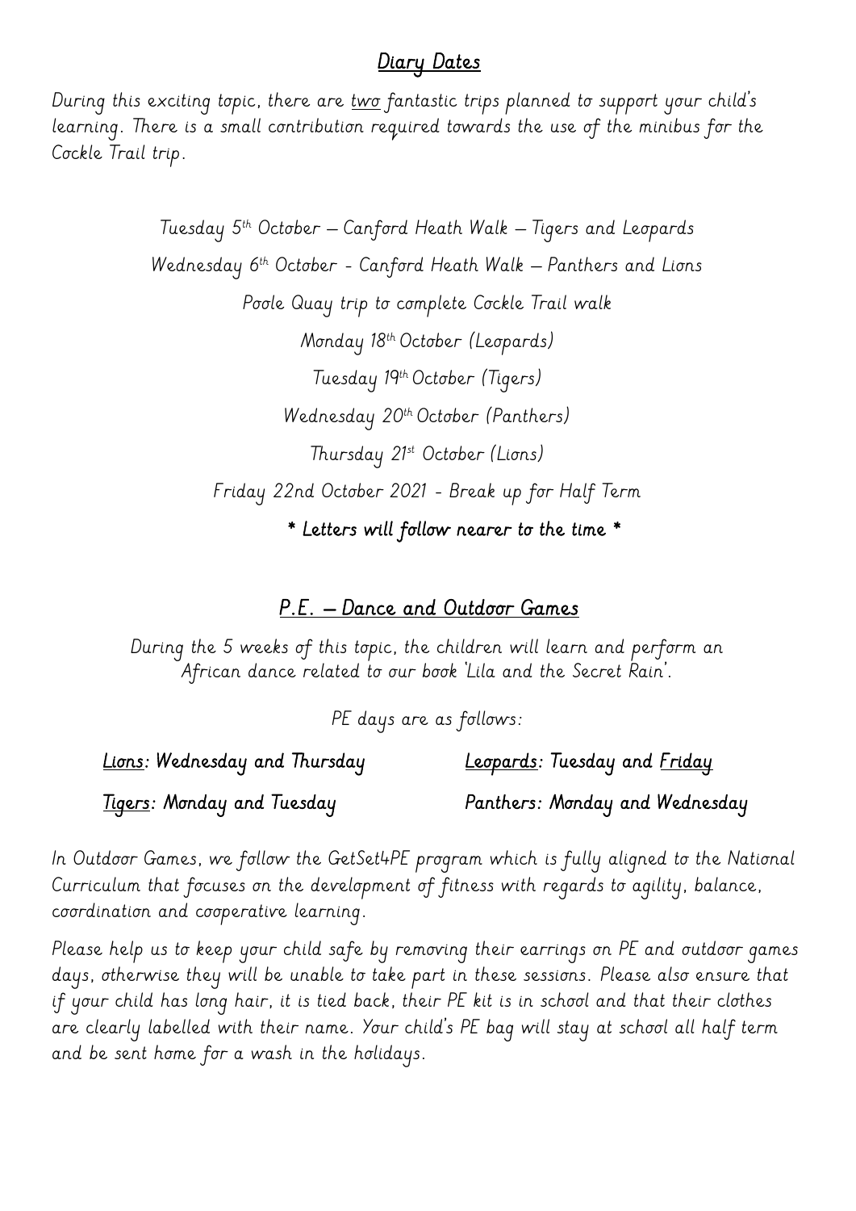## Diary Dates

During this exciting topic, there are two fantastic trips planned to support your child's learning. There is a small contribution required towards the use of the minibus for the Cockle Trail trip.

Tuesday 5th October – Canford Heath Walk – Tigers and Leopards

Wednesday 6th October - Canford Heath Walk – Panthers and Lions

Poole Quay trip to complete Cockle Trail walk

Monday 18th October (Leopards)

Tuesday 19th October (Tigers)

Wednesday 20th October (Panthers)

Thursday 21st October (Lions)

Friday 22nd October 2021 - Break up for Half Term

* Letters will follow nearer to the time *

## P.E. – Dance and Outdoor Games

During the 5 weeks of this topic, the children will learn and perform an African dance related to our book 'Lila and the Secret Rain'.

PE days are as follows:

Lions: Wednesday and Thursday

Leopards: Tuesday and Friday

Tigers: Monday and Tuesday

Panthers: Monday and Wednesday

In Outdoor Games, we follow the GetSet4PE program which is fully aligned to the National Curriculum that focuses on the development of fitness with regards to agility, balance, coordination and cooperative learning.

Please help us to keep your child safe by removing their earrings on PE and outdoor games days, otherwise they will be unable to take part in these sessions. Please also ensure that if your child has long hair, it is tied back, their PE kit is in school and that their clothes are clearly labelled with their name. Your child's PE bag will stay at school all half term and be sent home for a wash in the holidays.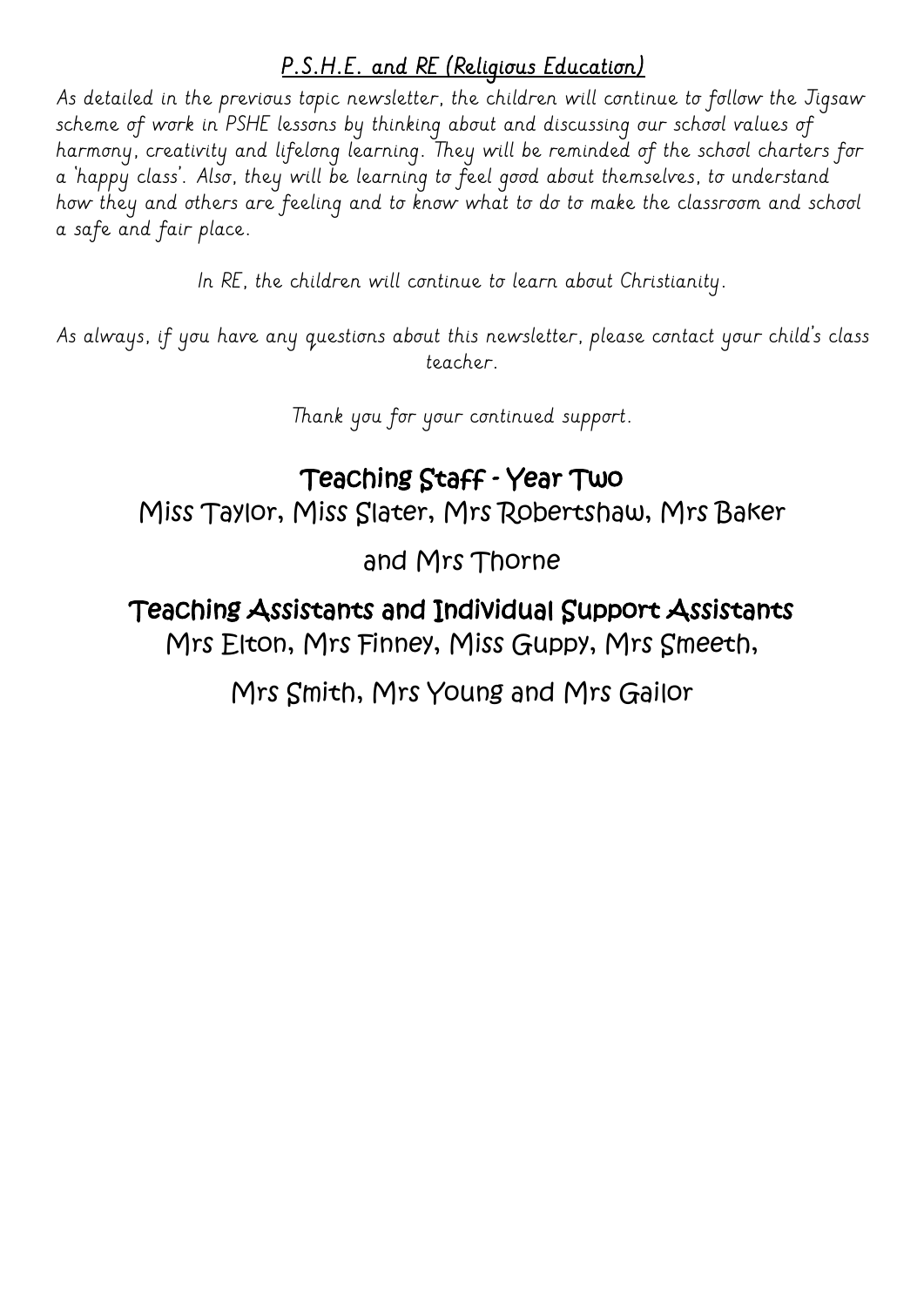## *P.S.H.E. and RE (Religious Education)*

*As detailed in the previous topic newsletter, the children will continue to follow the Jigsaw scheme of work in PSHE lessons by thinking about and discussing our school values of harmony, creativity and lifelong learning. They will be reminded of the school charters for a 'happy class'. Also, they will be learning to feel good about themselves, to understand how they and others are feeling and to know what to do to make the classroom and school a safe and fair place.*

*In RE, the children will continue to learn about Christianity.*

*As always, if you have any questions about this newsletter, please contact your child's class teacher.*

*Thank you for your continued support.*

## Teaching Staff - Year Two

Miss Taylor, Miss Slater, Mrs Robertshaw, Mrs Baker

and Mrs Thorne

## Teaching Assistants and Individual Support Assistants

Mrs Elton, Mrs Finney, Miss Guppy, Mrs Smeeth,

Mrs Smith, Mrs Young and Mrs Gailor